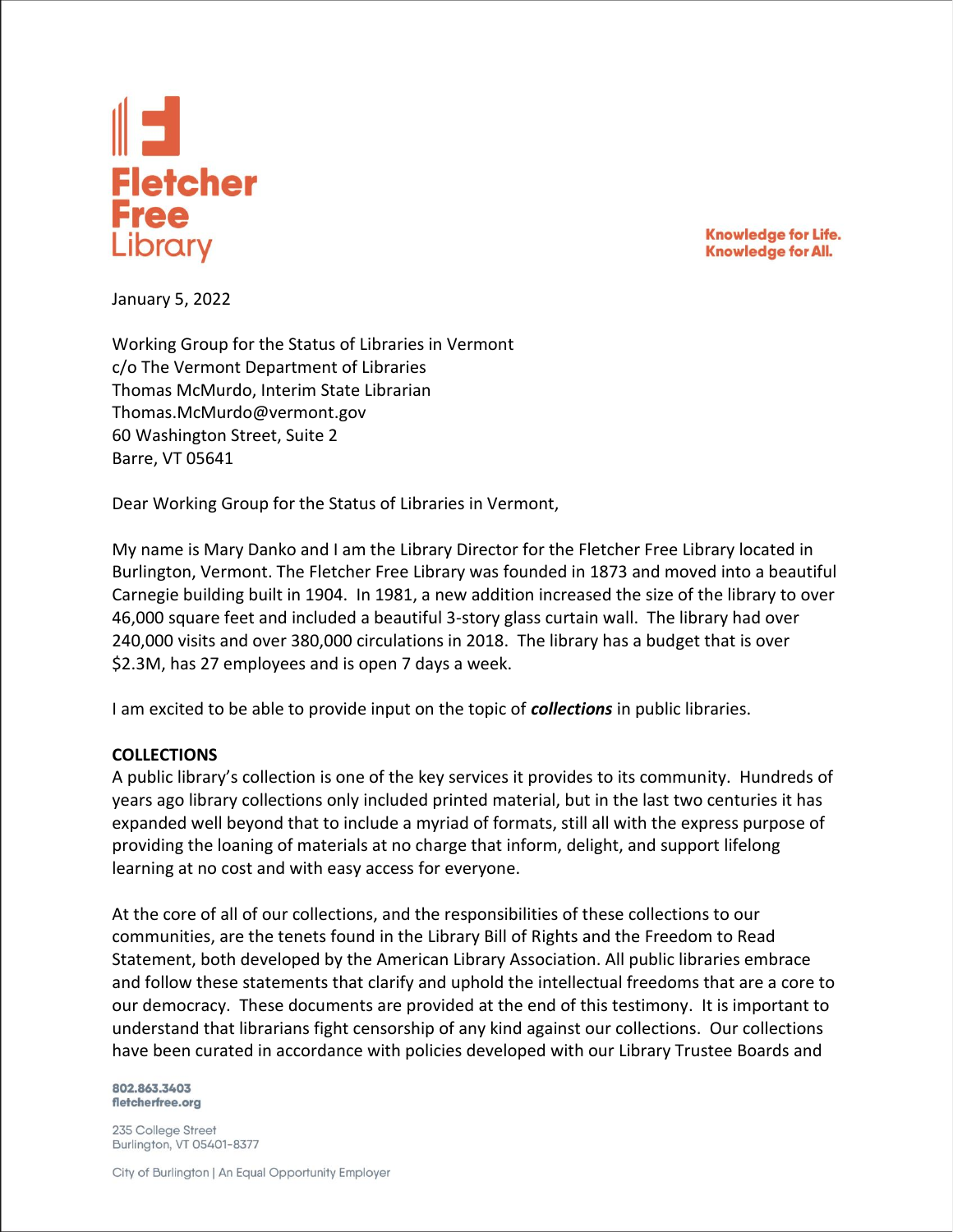**Fletcher Free Library**

**Knowledge for Life.**
**Knowledge for All.**

January 5, 2022

Working Group for the Status of Libraries in Vermont
c/o The Vermont Department of Libraries
Thomas McMurdo, Interim State Librarian
Thomas.McMurdo@vermont.gov
60 Washington Street, Suite 2
Barre, VT 05641

Dear Working Group for the Status of Libraries in Vermont,

My name is Mary Danko and I am the Library Director for the Fletcher Free Library located in Burlington, Vermont. The Fletcher Free Library was founded in 1873 and moved into a beautiful Carnegie building built in 1904. In 1981, a new addition increased the size of the library to over 46,000 square feet and included a beautiful 3-story glass curtain wall. The library had over 240,000 visits and over 380,000 circulations in 2018. The library has a budget that is over $2.3M, has 27 employees and is open 7 days a week.

I am excited to be able to provide input on the topic of ***collections*** in public libraries.

**COLLECTIONS**

A public library's collection is one of the key services it provides to its community. Hundreds of years ago library collections only included printed material, but in the last two centuries it has expanded well beyond that to include a myriad of formats, still all with the express purpose of providing the loaning of materials at no charge that inform, delight, and support lifelong learning at no cost and with easy access for everyone.

At the core of all of our collections, and the responsibilities of these collections to our communities, are the tenets found in the Library Bill of Rights and the Freedom to Read Statement, both developed by the American Library Association. All public libraries embrace and follow these statements that clarify and uphold the intellectual freedoms that are a core to our democracy. These documents are provided at the end of this testimony. It is important to understand that librarians fight censorship of any kind against our collections. Our collections have been curated in accordance with policies developed with our Library Trustee Boards and

802.863.3403
fletcherfree.org

235 College Street
Burlington, VT 05401-8377

City of Burlington | An Equal Opportunity Employer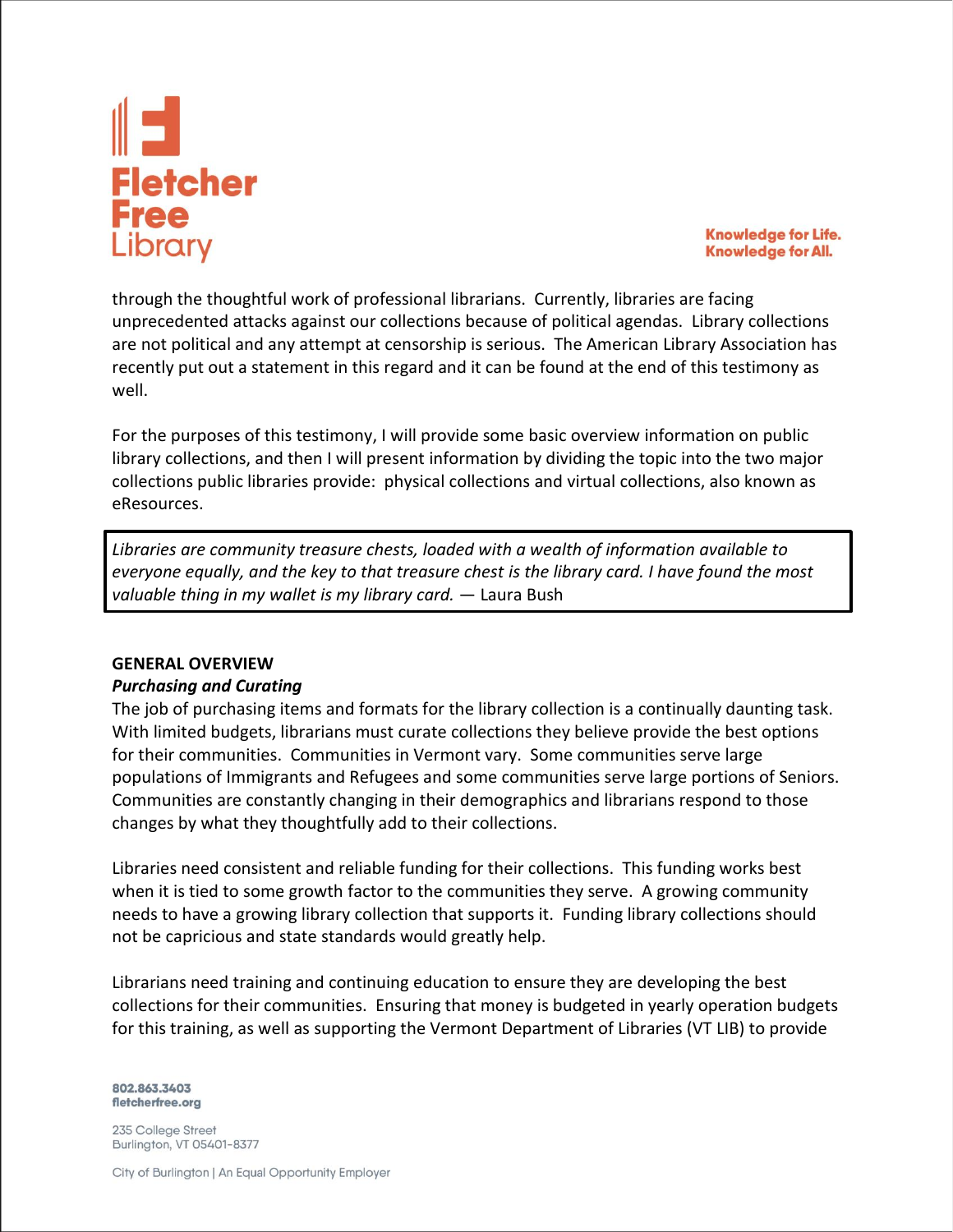through the thoughtful work of professional librarians. Currently, libraries are facing unprecedented attacks against our collections because of political agendas. Library collections are not political and any attempt at censorship is serious. The American Library Association has recently put out a statement in this regard and it can be found at the end of this testimony as well.

For the purposes of this testimony, I will provide some basic overview information on public library collections, and then I will present information by dividing the topic into the two major collections public libraries provide: physical collections and virtual collections, also known as eResources.

> *Libraries are community treasure chests, loaded with a wealth of information available to everyone equally, and the key to that treasure chest is the library card. I have found the most valuable thing in my wallet is my library card.* — Laura Bush

## GENERAL OVERVIEW

### *Purchasing and Curating*

The job of purchasing items and formats for the library collection is a continually daunting task. With limited budgets, librarians must curate collections they believe provide the best options for their communities. Communities in Vermont vary. Some communities serve large populations of Immigrants and Refugees and some communities serve large portions of Seniors. Communities are constantly changing in their demographics and librarians respond to those changes by what they thoughtfully add to their collections.

Libraries need consistent and reliable funding for their collections. This funding works best when it is tied to some growth factor to the communities they serve. A growing community needs to have a growing library collection that supports it. Funding library collections should not be capricious and state standards would greatly help.

Librarians need training and continuing education to ensure they are developing the best collections for their communities. Ensuring that money is budgeted in yearly operation budgets for this training, as well as supporting the Vermont Department of Libraries (VT LIB) to provide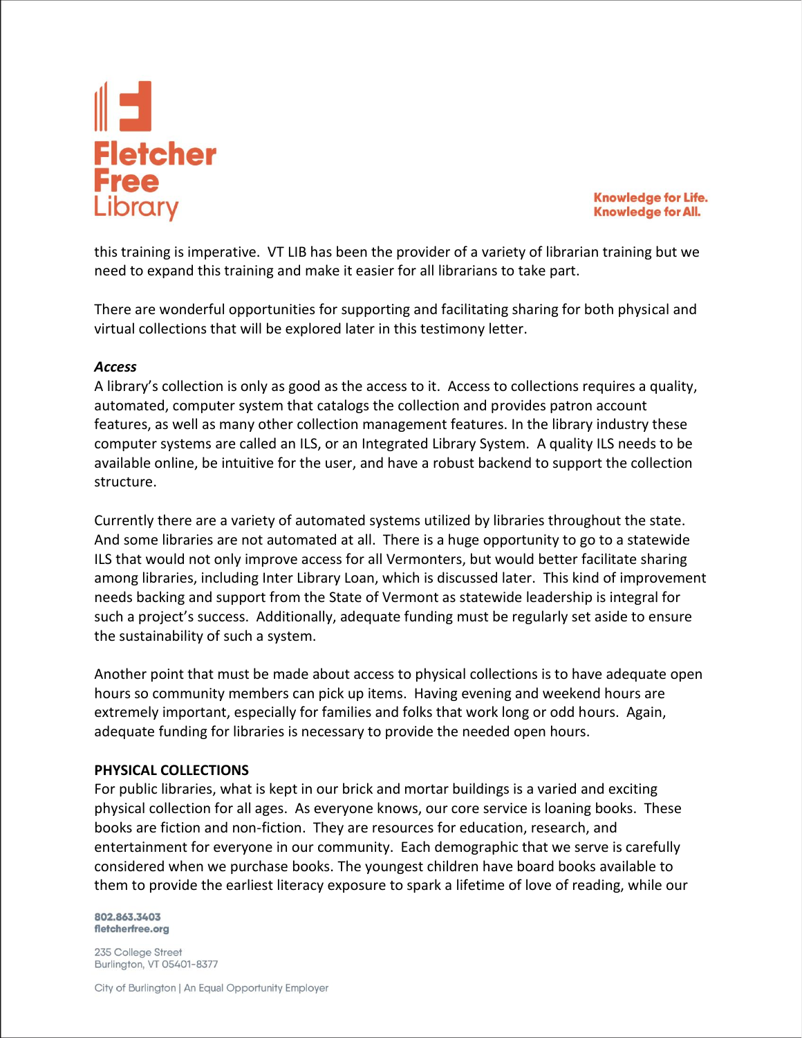this training is imperative. VT LIB has been the provider of a variety of librarian training but we need to expand this training and make it easier for all librarians to take part.

There are wonderful opportunities for supporting and facilitating sharing for both physical and virtual collections that will be explored later in this testimony letter.

***Access***

A library's collection is only as good as the access to it. Access to collections requires a quality, automated, computer system that catalogs the collection and provides patron account features, as well as many other collection management features. In the library industry these computer systems are called an ILS, or an Integrated Library System. A quality ILS needs to be available online, be intuitive for the user, and have a robust backend to support the collection structure.

Currently there are a variety of automated systems utilized by libraries throughout the state. And some libraries are not automated at all. There is a huge opportunity to go to a statewide ILS that would not only improve access for all Vermonters, but would better facilitate sharing among libraries, including Inter Library Loan, which is discussed later. This kind of improvement needs backing and support from the State of Vermont as statewide leadership is integral for such a project's success. Additionally, adequate funding must be regularly set aside to ensure the sustainability of such a system.

Another point that must be made about access to physical collections is to have adequate open hours so community members can pick up items. Having evening and weekend hours are extremely important, especially for families and folks that work long or odd hours. Again, adequate funding for libraries is necessary to provide the needed open hours.

**PHYSICAL COLLECTIONS**

For public libraries, what is kept in our brick and mortar buildings is a varied and exciting physical collection for all ages. As everyone knows, our core service is loaning books. These books are fiction and non-fiction. They are resources for education, research, and entertainment for everyone in our community. Each demographic that we serve is carefully considered when we purchase books. The youngest children have board books available to them to provide the earliest literacy exposure to spark a lifetime of love of reading, while our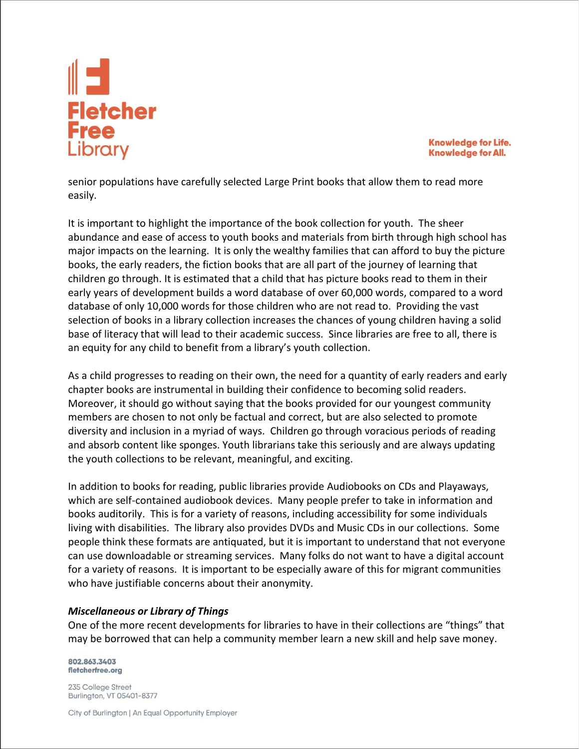senior populations have carefully selected Large Print books that allow them to read more easily.

It is important to highlight the importance of the book collection for youth. The sheer abundance and ease of access to youth books and materials from birth through high school has major impacts on the learning. It is only the wealthy families that can afford to buy the picture books, the early readers, the fiction books that are all part of the journey of learning that children go through. It is estimated that a child that has picture books read to them in their early years of development builds a word database of over 60,000 words, compared to a word database of only 10,000 words for those children who are not read to. Providing the vast selection of books in a library collection increases the chances of young children having a solid base of literacy that will lead to their academic success. Since libraries are free to all, there is an equity for any child to benefit from a library's youth collection.

As a child progresses to reading on their own, the need for a quantity of early readers and early chapter books are instrumental in building their confidence to becoming solid readers. Moreover, it should go without saying that the books provided for our youngest community members are chosen to not only be factual and correct, but are also selected to promote diversity and inclusion in a myriad of ways. Children go through voracious periods of reading and absorb content like sponges. Youth librarians take this seriously and are always updating the youth collections to be relevant, meaningful, and exciting.

In addition to books for reading, public libraries provide Audiobooks on CDs and Playaways, which are self-contained audiobook devices. Many people prefer to take in information and books auditorily. This is for a variety of reasons, including accessibility for some individuals living with disabilities. The library also provides DVDs and Music CDs in our collections. Some people think these formats are antiquated, but it is important to understand that not everyone can use downloadable or streaming services. Many folks do not want to have a digital account for a variety of reasons. It is important to be especially aware of this for migrant communities who have justifiable concerns about their anonymity.

***Miscellaneous or Library of Things***

One of the more recent developments for libraries to have in their collections are "things" that may be borrowed that can help a community member learn a new skill and help save money.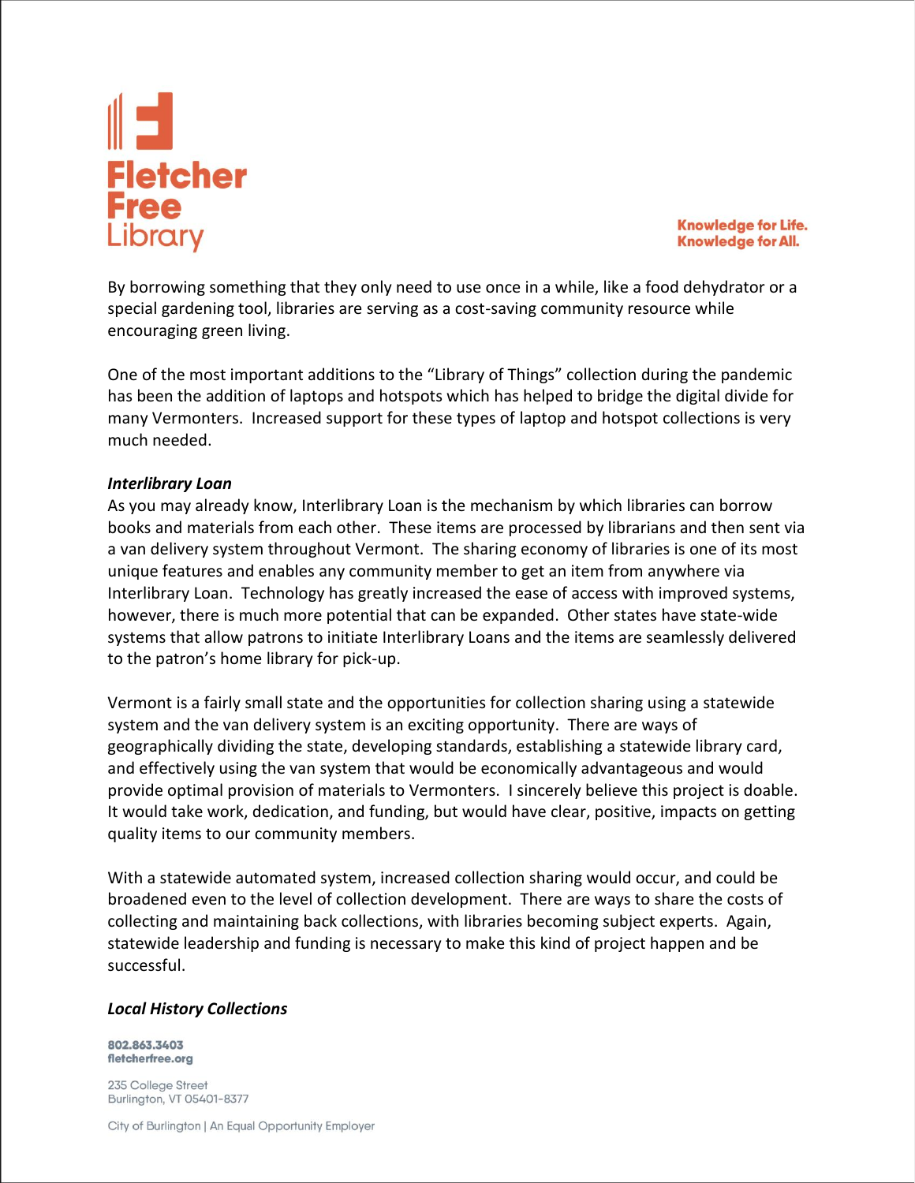By borrowing something that they only need to use once in a while, like a food dehydrator or a special gardening tool, libraries are serving as a cost-saving community resource while encouraging green living.

One of the most important additions to the "Library of Things" collection during the pandemic has been the addition of laptops and hotspots which has helped to bridge the digital divide for many Vermonters. Increased support for these types of laptop and hotspot collections is very much needed.

***Interlibrary Loan***

As you may already know, Interlibrary Loan is the mechanism by which libraries can borrow books and materials from each other. These items are processed by librarians and then sent via a van delivery system throughout Vermont. The sharing economy of libraries is one of its most unique features and enables any community member to get an item from anywhere via Interlibrary Loan. Technology has greatly increased the ease of access with improved systems, however, there is much more potential that can be expanded. Other states have state-wide systems that allow patrons to initiate Interlibrary Loans and the items are seamlessly delivered to the patron's home library for pick-up.

Vermont is a fairly small state and the opportunities for collection sharing using a statewide system and the van delivery system is an exciting opportunity. There are ways of geographically dividing the state, developing standards, establishing a statewide library card, and effectively using the van system that would be economically advantageous and would provide optimal provision of materials to Vermonters. I sincerely believe this project is doable. It would take work, dedication, and funding, but would have clear, positive, impacts on getting quality items to our community members.

With a statewide automated system, increased collection sharing would occur, and could be broadened even to the level of collection development. There are ways to share the costs of collecting and maintaining back collections, with libraries becoming subject experts. Again, statewide leadership and funding is necessary to make this kind of project happen and be successful.

***Local History Collections***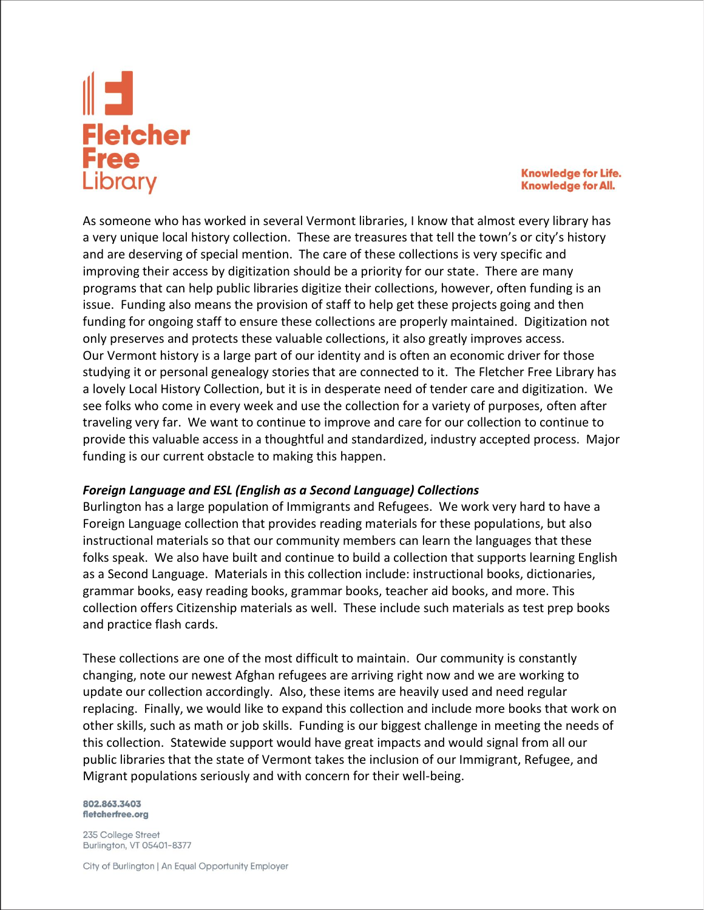As someone who has worked in several Vermont libraries, I know that almost every library has a very unique local history collection. These are treasures that tell the town's or city's history and are deserving of special mention. The care of these collections is very specific and improving their access by digitization should be a priority for our state. There are many programs that can help public libraries digitize their collections, however, often funding is an issue. Funding also means the provision of staff to help get these projects going and then funding for ongoing staff to ensure these collections are properly maintained. Digitization not only preserves and protects these valuable collections, it also greatly improves access.
Our Vermont history is a large part of our identity and is often an economic driver for those studying it or personal genealogy stories that are connected to it. The Fletcher Free Library has a lovely Local History Collection, but it is in desperate need of tender care and digitization. We see folks who come in every week and use the collection for a variety of purposes, often after traveling very far. We want to continue to improve and care for our collection to continue to provide this valuable access in a thoughtful and standardized, industry accepted process. Major funding is our current obstacle to making this happen.

***Foreign Language and ESL (English as a Second Language) Collections***
Burlington has a large population of Immigrants and Refugees. We work very hard to have a Foreign Language collection that provides reading materials for these populations, but also instructional materials so that our community members can learn the languages that these folks speak. We also have built and continue to build a collection that supports learning English as a Second Language. Materials in this collection include: instructional books, dictionaries, grammar books, easy reading books, grammar books, teacher aid books, and more. This collection offers Citizenship materials as well. These include such materials as test prep books and practice flash cards.

These collections are one of the most difficult to maintain. Our community is constantly changing, note our newest Afghan refugees are arriving right now and we are working to update our collection accordingly. Also, these items are heavily used and need regular replacing. Finally, we would like to expand this collection and include more books that work on other skills, such as math or job skills. Funding is our biggest challenge in meeting the needs of this collection. Statewide support would have great impacts and would signal from all our public libraries that the state of Vermont takes the inclusion of our Immigrant, Refugee, and Migrant populations seriously and with concern for their well-being.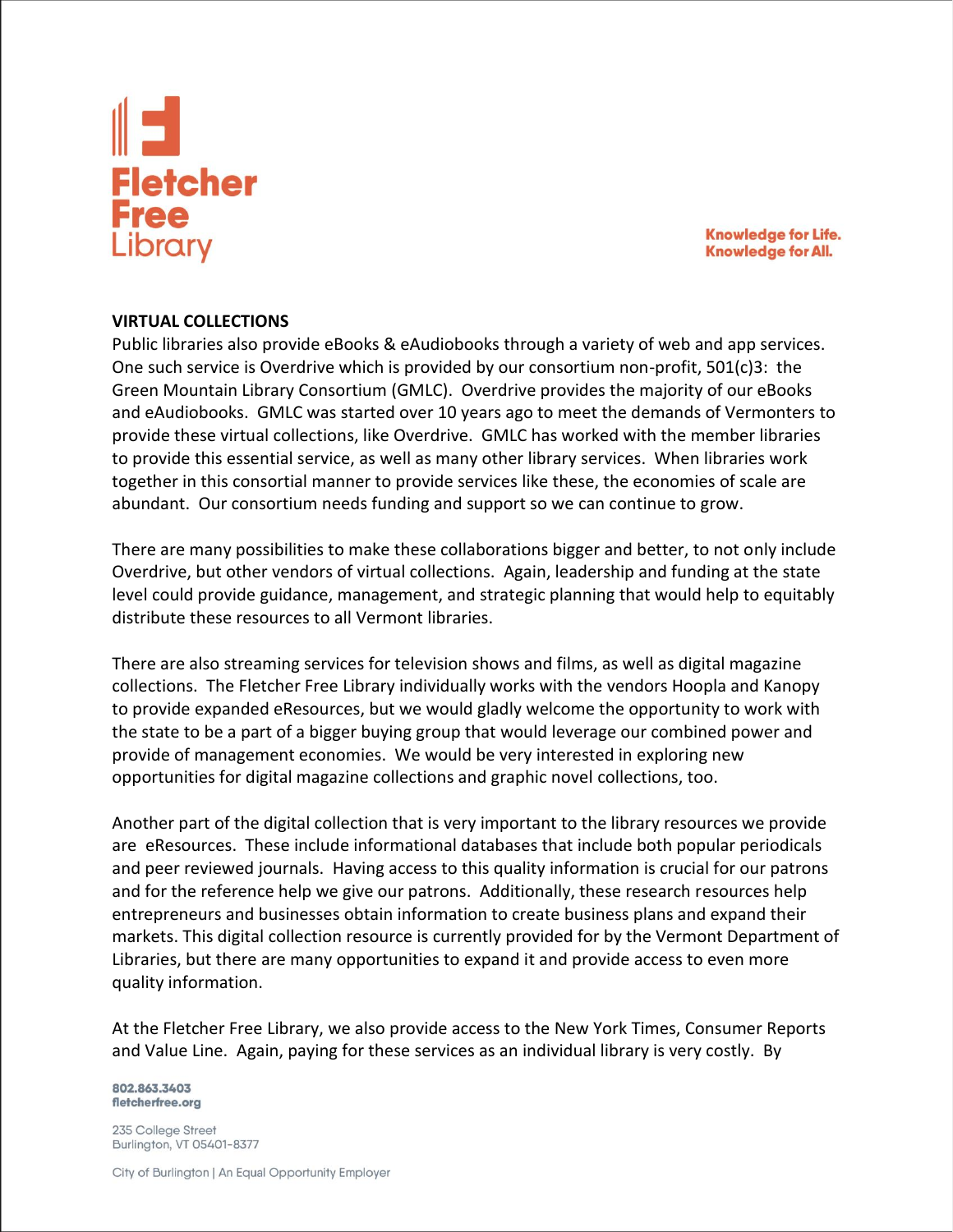## VIRTUAL COLLECTIONS

Public libraries also provide eBooks & eAudiobooks through a variety of web and app services. One such service is Overdrive which is provided by our consortium non-profit, 501(c)3: the Green Mountain Library Consortium (GMLC). Overdrive provides the majority of our eBooks and eAudiobooks. GMLC was started over 10 years ago to meet the demands of Vermonters to provide these virtual collections, like Overdrive. GMLC has worked with the member libraries to provide this essential service, as well as many other library services. When libraries work together in this consortial manner to provide services like these, the economies of scale are abundant. Our consortium needs funding and support so we can continue to grow.

There are many possibilities to make these collaborations bigger and better, to not only include Overdrive, but other vendors of virtual collections. Again, leadership and funding at the state level could provide guidance, management, and strategic planning that would help to equitably distribute these resources to all Vermont libraries.

There are also streaming services for television shows and films, as well as digital magazine collections. The Fletcher Free Library individually works with the vendors Hoopla and Kanopy to provide expanded eResources, but we would gladly welcome the opportunity to work with the state to be a part of a bigger buying group that would leverage our combined power and provide of management economies. We would be very interested in exploring new opportunities for digital magazine collections and graphic novel collections, too.

Another part of the digital collection that is very important to the library resources we provide are eResources. These include informational databases that include both popular periodicals and peer reviewed journals. Having access to this quality information is crucial for our patrons and for the reference help we give our patrons. Additionally, these research resources help entrepreneurs and businesses obtain information to create business plans and expand their markets. This digital collection resource is currently provided for by the Vermont Department of Libraries, but there are many opportunities to expand it and provide access to even more quality information.

At the Fletcher Free Library, we also provide access to the New York Times, Consumer Reports and Value Line. Again, paying for these services as an individual library is very costly. By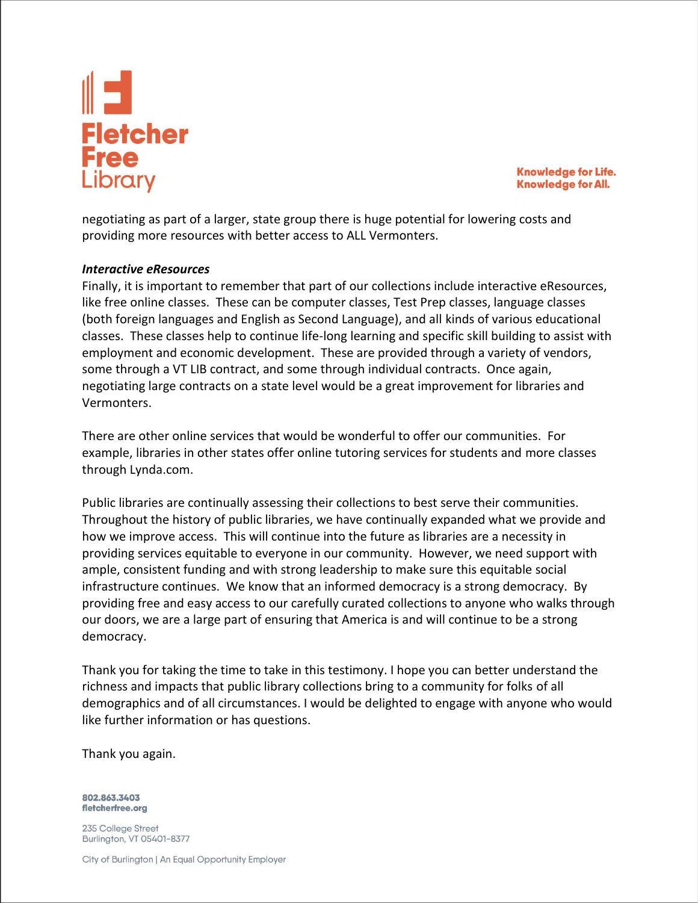negotiating as part of a larger, state group there is huge potential for lowering costs and providing more resources with better access to ALL Vermonters.

***Interactive eResources***

Finally, it is important to remember that part of our collections include interactive eResources, like free online classes. These can be computer classes, Test Prep classes, language classes (both foreign languages and English as Second Language), and all kinds of various educational classes. These classes help to continue life-long learning and specific skill building to assist with employment and economic development. These are provided through a variety of vendors, some through a VT LIB contract, and some through individual contracts. Once again, negotiating large contracts on a state level would be a great improvement for libraries and Vermonters.

There are other online services that would be wonderful to offer our communities. For example, libraries in other states offer online tutoring services for students and more classes through Lynda.com.

Public libraries are continually assessing their collections to best serve their communities. Throughout the history of public libraries, we have continually expanded what we provide and how we improve access. This will continue into the future as libraries are a necessity in providing services equitable to everyone in our community. However, we need support with ample, consistent funding and with strong leadership to make sure this equitable social infrastructure continues. We know that an informed democracy is a strong democracy. By providing free and easy access to our carefully curated collections to anyone who walks through our doors, we are a large part of ensuring that America is and will continue to be a strong democracy.

Thank you for taking the time to take in this testimony. I hope you can better understand the richness and impacts that public library collections bring to a community for folks of all demographics and of all circumstances. I would be delighted to engage with anyone who would like further information or has questions.

Thank you again.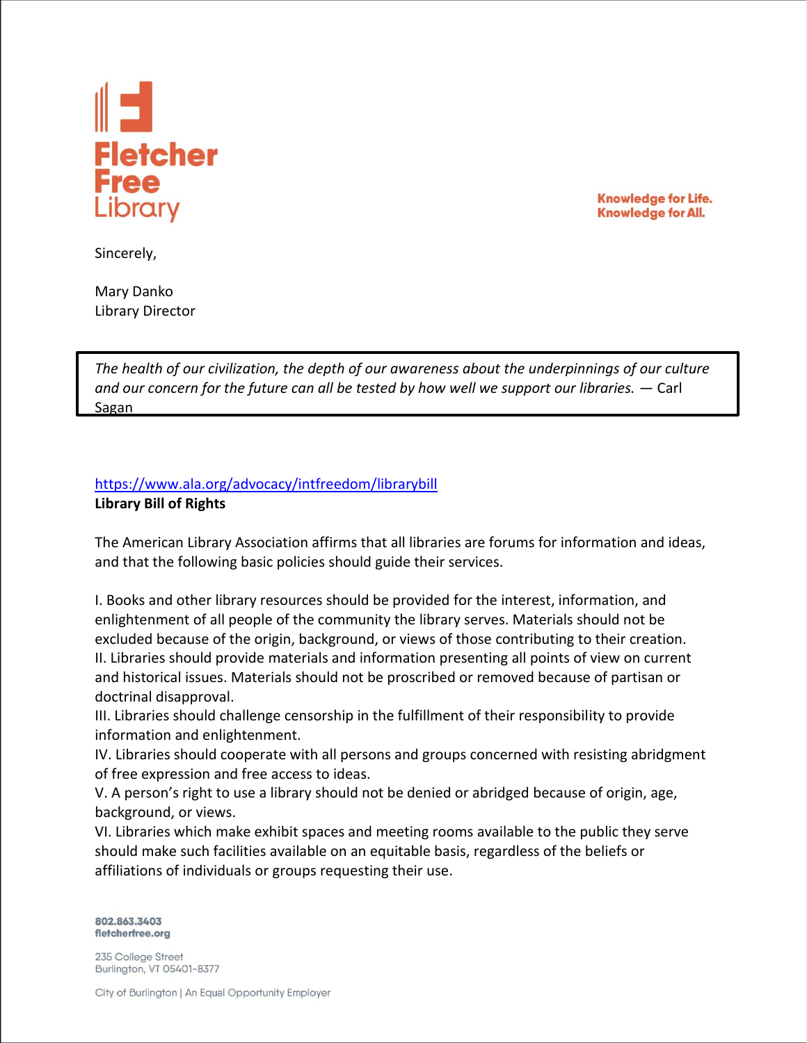**Fletcher Free Library**

**Knowledge for Life.**
**Knowledge for All.**

Sincerely,

Mary Danko
Library Director

> *The health of our civilization, the depth of our awareness about the underpinnings of our culture and our concern for the future can all be tested by how well we support our libraries.* — Carl Sagan

https://www.ala.org/advocacy/intfreedom/librarybill

**Library Bill of Rights**

The American Library Association affirms that all libraries are forums for information and ideas, and that the following basic policies should guide their services.

I. Books and other library resources should be provided for the interest, information, and enlightenment of all people of the community the library serves. Materials should not be excluded because of the origin, background, or views of those contributing to their creation.
II. Libraries should provide materials and information presenting all points of view on current and historical issues. Materials should not be proscribed or removed because of partisan or doctrinal disapproval.
III. Libraries should challenge censorship in the fulfillment of their responsibility to provide information and enlightenment.
IV. Libraries should cooperate with all persons and groups concerned with resisting abridgment of free expression and free access to ideas.
V. A person's right to use a library should not be denied or abridged because of origin, age, background, or views.
VI. Libraries which make exhibit spaces and meeting rooms available to the public they serve should make such facilities available on an equitable basis, regardless of the beliefs or affiliations of individuals or groups requesting their use.

802.863.3403
fletcherfree.org

235 College Street
Burlington, VT 05401-8377

City of Burlington | An Equal Opportunity Employer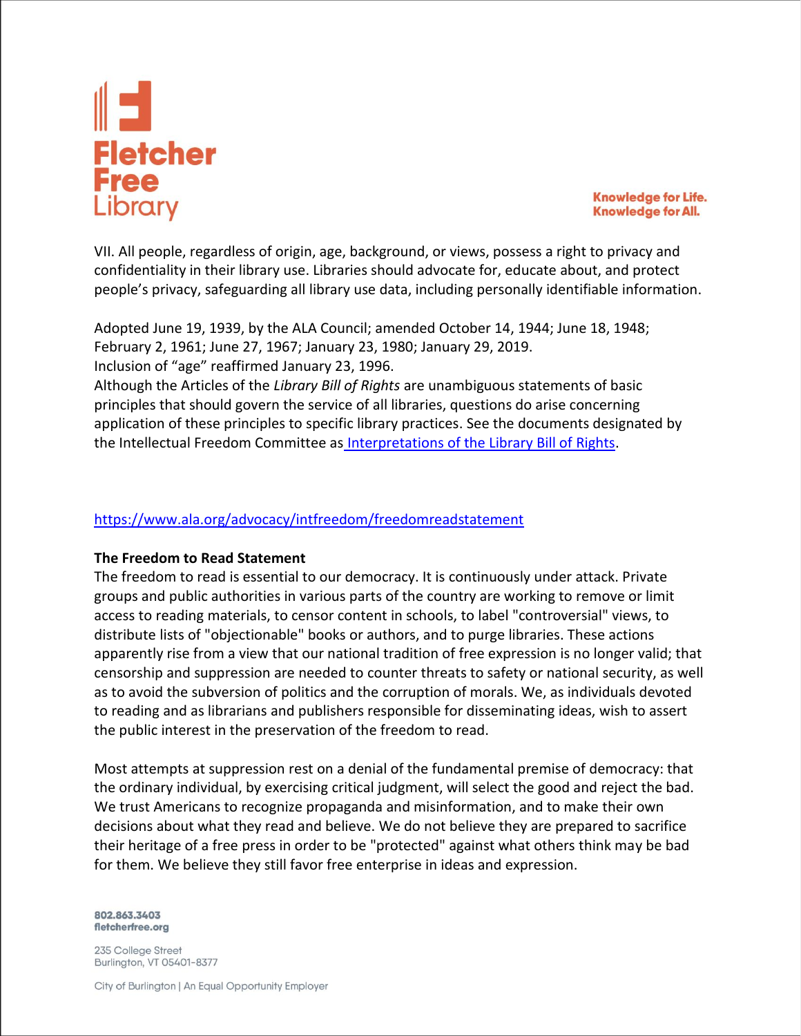VII. All people, regardless of origin, age, background, or views, possess a right to privacy and confidentiality in their library use. Libraries should advocate for, educate about, and protect people's privacy, safeguarding all library use data, including personally identifiable information.

Adopted June 19, 1939, by the ALA Council; amended October 14, 1944; June 18, 1948; February 2, 1961; June 27, 1967; January 23, 1980; January 29, 2019.
Inclusion of "age" reaffirmed January 23, 1996.
Although the Articles of the *Library Bill of Rights* are unambiguous statements of basic principles that should govern the service of all libraries, questions do arise concerning application of these principles to specific library practices. See the documents designated by the Intellectual Freedom Committee as [Interpretations of the Library Bill of Rights](#).

https://www.ala.org/advocacy/intfreedom/freedomreadstatement

**The Freedom to Read Statement**

The freedom to read is essential to our democracy. It is continuously under attack. Private groups and public authorities in various parts of the country are working to remove or limit access to reading materials, to censor content in schools, to label "controversial" views, to distribute lists of "objectionable" books or authors, and to purge libraries. These actions apparently rise from a view that our national tradition of free expression is no longer valid; that censorship and suppression are needed to counter threats to safety or national security, as well as to avoid the subversion of politics and the corruption of morals. We, as individuals devoted to reading and as librarians and publishers responsible for disseminating ideas, wish to assert the public interest in the preservation of the freedom to read.

Most attempts at suppression rest on a denial of the fundamental premise of democracy: that the ordinary individual, by exercising critical judgment, will select the good and reject the bad. We trust Americans to recognize propaganda and misinformation, and to make their own decisions about what they read and believe. We do not believe they are prepared to sacrifice their heritage of a free press in order to be "protected" against what others think may be bad for them. We believe they still favor free enterprise in ideas and expression.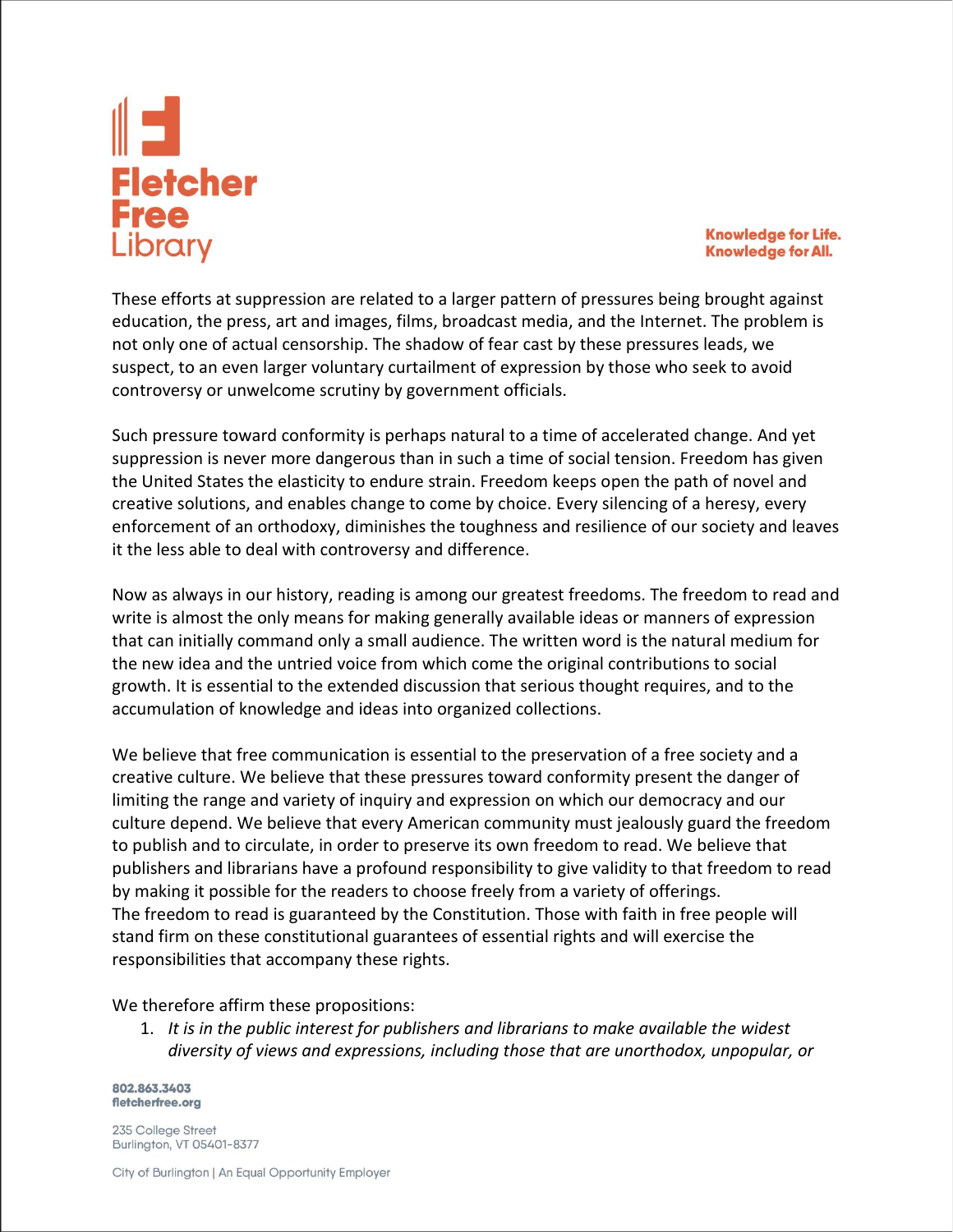These efforts at suppression are related to a larger pattern of pressures being brought against education, the press, art and images, films, broadcast media, and the Internet. The problem is not only one of actual censorship. The shadow of fear cast by these pressures leads, we suspect, to an even larger voluntary curtailment of expression by those who seek to avoid controversy or unwelcome scrutiny by government officials.

Such pressure toward conformity is perhaps natural to a time of accelerated change. And yet suppression is never more dangerous than in such a time of social tension. Freedom has given the United States the elasticity to endure strain. Freedom keeps open the path of novel and creative solutions, and enables change to come by choice. Every silencing of a heresy, every enforcement of an orthodoxy, diminishes the toughness and resilience of our society and leaves it the less able to deal with controversy and difference.

Now as always in our history, reading is among our greatest freedoms. The freedom to read and write is almost the only means for making generally available ideas or manners of expression that can initially command only a small audience. The written word is the natural medium for the new idea and the untried voice from which come the original contributions to social growth. It is essential to the extended discussion that serious thought requires, and to the accumulation of knowledge and ideas into organized collections.

We believe that free communication is essential to the preservation of a free society and a creative culture. We believe that these pressures toward conformity present the danger of limiting the range and variety of inquiry and expression on which our democracy and our culture depend. We believe that every American community must jealously guard the freedom to publish and to circulate, in order to preserve its own freedom to read. We believe that publishers and librarians have a profound responsibility to give validity to that freedom to read by making it possible for the readers to choose freely from a variety of offerings.
The freedom to read is guaranteed by the Constitution. Those with faith in free people will stand firm on these constitutional guarantees of essential rights and will exercise the responsibilities that accompany these rights.

We therefore affirm these propositions:

1. *It is in the public interest for publishers and librarians to make available the widest diversity of views and expressions, including those that are unorthodox, unpopular, or*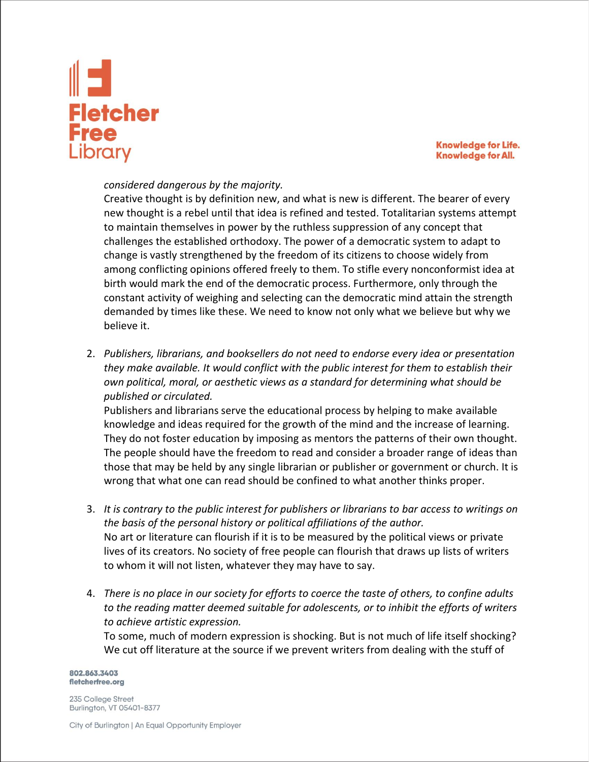*considered dangerous by the majority.*

Creative thought is by definition new, and what is new is different. The bearer of every new thought is a rebel until that idea is refined and tested. Totalitarian systems attempt to maintain themselves in power by the ruthless suppression of any concept that challenges the established orthodoxy. The power of a democratic system to adapt to change is vastly strengthened by the freedom of its citizens to choose widely from among conflicting opinions offered freely to them. To stifle every nonconformist idea at birth would mark the end of the democratic process. Furthermore, only through the constant activity of weighing and selecting can the democratic mind attain the strength demanded by times like these. We need to know not only what we believe but why we believe it.

2. *Publishers, librarians, and booksellers do not need to endorse every idea or presentation they make available. It would conflict with the public interest for them to establish their own political, moral, or aesthetic views as a standard for determining what should be published or circulated.*

   Publishers and librarians serve the educational process by helping to make available knowledge and ideas required for the growth of the mind and the increase of learning. They do not foster education by imposing as mentors the patterns of their own thought. The people should have the freedom to read and consider a broader range of ideas than those that may be held by any single librarian or publisher or government or church. It is wrong that what one can read should be confined to what another thinks proper.

3. *It is contrary to the public interest for publishers or librarians to bar access to writings on the basis of the personal history or political affiliations of the author.*

   No art or literature can flourish if it is to be measured by the political views or private lives of its creators. No society of free people can flourish that draws up lists of writers to whom it will not listen, whatever they may have to say.

4. *There is no place in our society for efforts to coerce the taste of others, to confine adults to the reading matter deemed suitable for adolescents, or to inhibit the efforts of writers to achieve artistic expression.*

   To some, much of modern expression is shocking. But is not much of life itself shocking? We cut off literature at the source if we prevent writers from dealing with the stuff of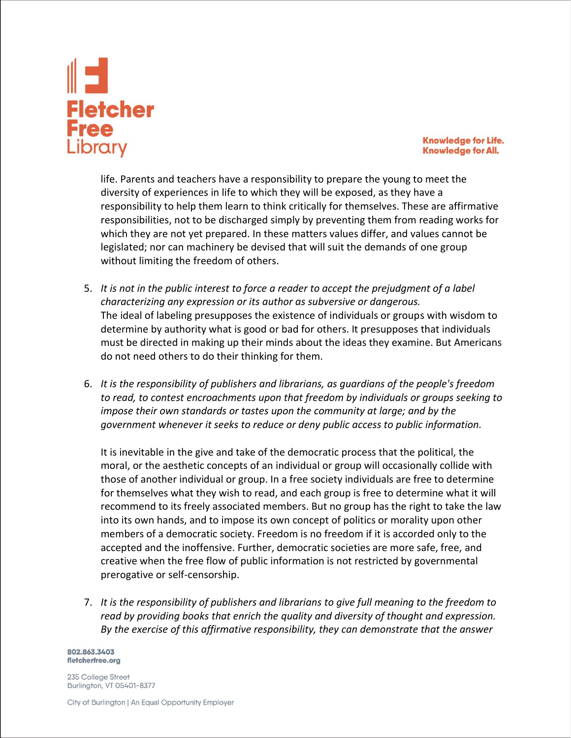life. Parents and teachers have a responsibility to prepare the young to meet the diversity of experiences in life to which they will be exposed, as they have a responsibility to help them learn to think critically for themselves. These are affirmative responsibilities, not to be discharged simply by preventing them from reading works for which they are not yet prepared. In these matters values differ, and values cannot be legislated; nor can machinery be devised that will suit the demands of one group without limiting the freedom of others.

5. *It is not in the public interest to force a reader to accept the prejudgment of a label characterizing any expression or its author as subversive or dangerous.*
   The ideal of labeling presupposes the existence of individuals or groups with wisdom to determine by authority what is good or bad for others. It presupposes that individuals must be directed in making up their minds about the ideas they examine. But Americans do not need others to do their thinking for them.

6. *It is the responsibility of publishers and librarians, as guardians of the people's freedom to read, to contest encroachments upon that freedom by individuals or groups seeking to impose their own standards or tastes upon the community at large; and by the government whenever it seeks to reduce or deny public access to public information.*

   It is inevitable in the give and take of the democratic process that the political, the moral, or the aesthetic concepts of an individual or group will occasionally collide with those of another individual or group. In a free society individuals are free to determine for themselves what they wish to read, and each group is free to determine what it will recommend to its freely associated members. But no group has the right to take the law into its own hands, and to impose its own concept of politics or morality upon other members of a democratic society. Freedom is no freedom if it is accorded only to the accepted and the inoffensive. Further, democratic societies are more safe, free, and creative when the free flow of public information is not restricted by governmental prerogative or self-censorship.

7. *It is the responsibility of publishers and librarians to give full meaning to the freedom to read by providing books that enrich the quality and diversity of thought and expression. By the exercise of this affirmative responsibility, they can demonstrate that the answer*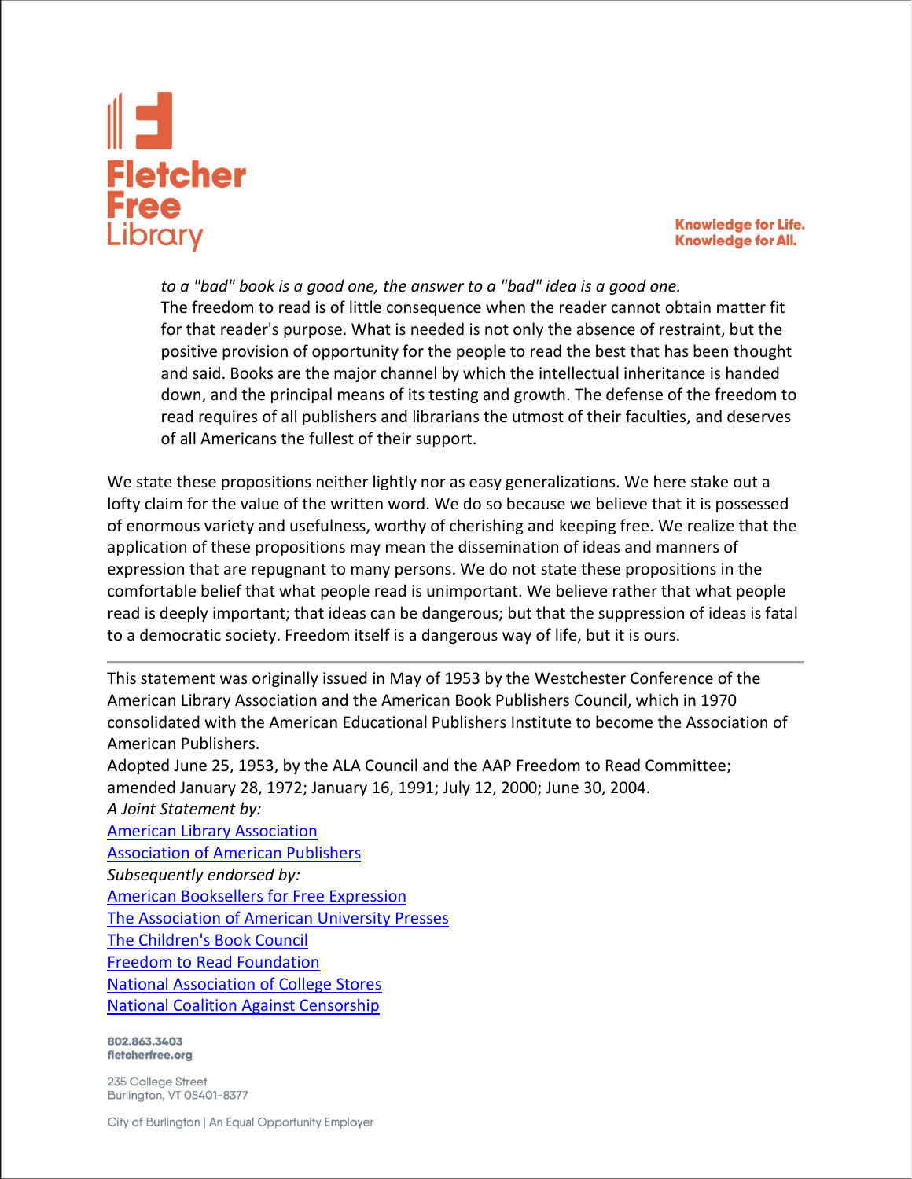*to a "bad" book is a good one, the answer to a "bad" idea is a good one.*
The freedom to read is of little consequence when the reader cannot obtain matter fit for that reader's purpose. What is needed is not only the absence of restraint, but the positive provision of opportunity for the people to read the best that has been thought and said. Books are the major channel by which the intellectual inheritance is handed down, and the principal means of its testing and growth. The defense of the freedom to read requires of all publishers and librarians the utmost of their faculties, and deserves of all Americans the fullest of their support.

We state these propositions neither lightly nor as easy generalizations. We here stake out a lofty claim for the value of the written word. We do so because we believe that it is possessed of enormous variety and usefulness, worthy of cherishing and keeping free. We realize that the application of these propositions may mean the dissemination of ideas and manners of expression that are repugnant to many persons. We do not state these propositions in the comfortable belief that what people read is unimportant. We believe rather that what people read is deeply important; that ideas can be dangerous; but that the suppression of ideas is fatal to a democratic society. Freedom itself is a dangerous way of life, but it is ours.

---

This statement was originally issued in May of 1953 by the Westchester Conference of the American Library Association and the American Book Publishers Council, which in 1970 consolidated with the American Educational Publishers Institute to become the Association of American Publishers.
Adopted June 25, 1953, by the ALA Council and the AAP Freedom to Read Committee; amended January 28, 1972; January 16, 1991; July 12, 2000; June 30, 2004.
*A Joint Statement by:*
American Library Association
Association of American Publishers
*Subsequently endorsed by:*
American Booksellers for Free Expression
The Association of American University Presses
The Children's Book Council
Freedom to Read Foundation
National Association of College Stores
National Coalition Against Censorship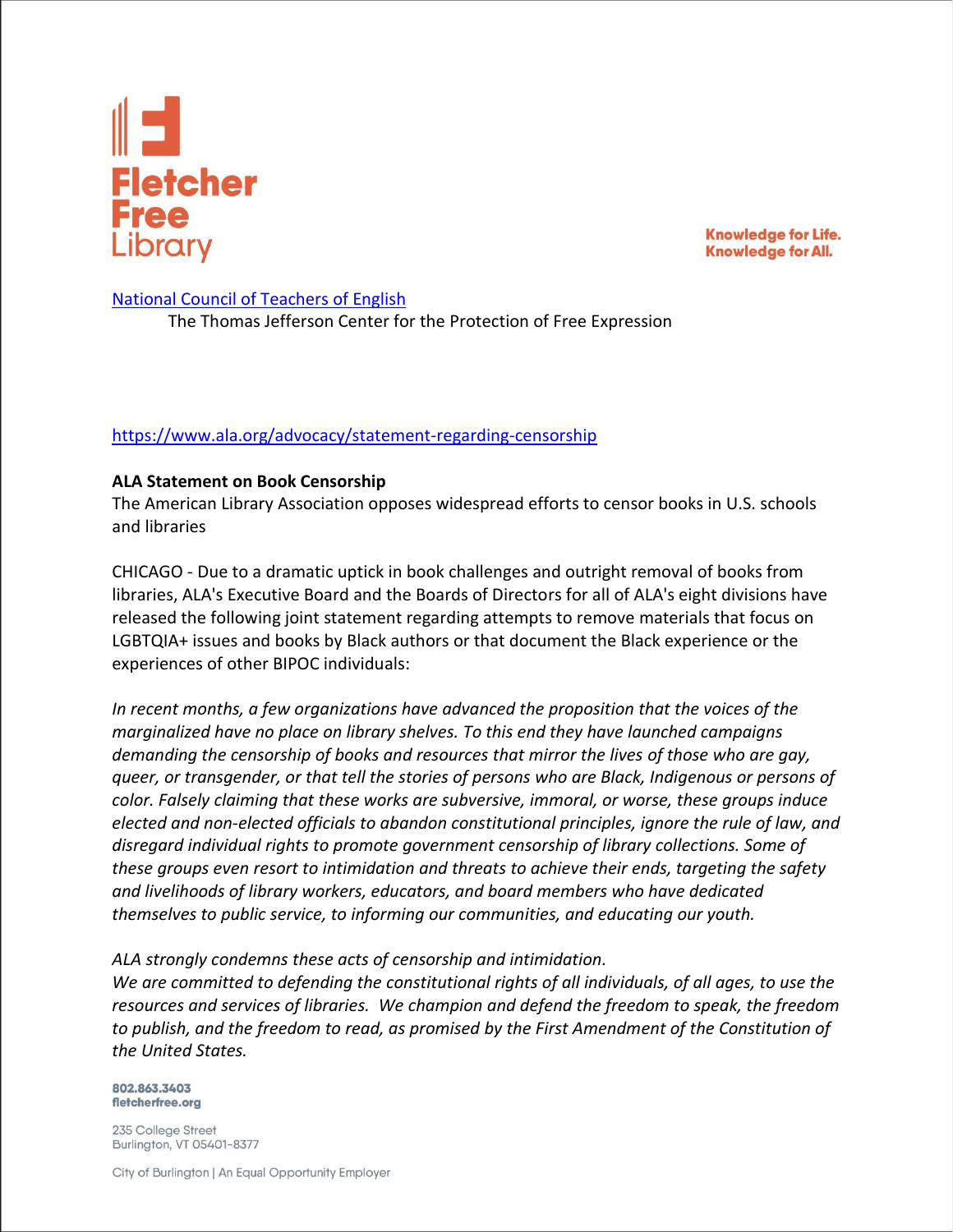[National Council of Teachers of English](#)

The Thomas Jefferson Center for the Protection of Free Expression

https://www.ala.org/advocacy/statement-regarding-censorship

**ALA Statement on Book Censorship**

The American Library Association opposes widespread efforts to censor books in U.S. schools and libraries

CHICAGO - Due to a dramatic uptick in book challenges and outright removal of books from libraries, ALA's Executive Board and the Boards of Directors for all of ALA's eight divisions have released the following joint statement regarding attempts to remove materials that focus on LGBTQIA+ issues and books by Black authors or that document the Black experience or the experiences of other BIPOC individuals:

*In recent months, a few organizations have advanced the proposition that the voices of the marginalized have no place on library shelves. To this end they have launched campaigns demanding the censorship of books and resources that mirror the lives of those who are gay, queer, or transgender, or that tell the stories of persons who are Black, Indigenous or persons of color. Falsely claiming that these works are subversive, immoral, or worse, these groups induce elected and non-elected officials to abandon constitutional principles, ignore the rule of law, and disregard individual rights to promote government censorship of library collections. Some of these groups even resort to intimidation and threats to achieve their ends, targeting the safety and livelihoods of library workers, educators, and board members who have dedicated themselves to public service, to informing our communities, and educating our youth.*

*ALA strongly condemns these acts of censorship and intimidation.*
*We are committed to defending the constitutional rights of all individuals, of all ages, to use the resources and services of libraries. We champion and defend the freedom to speak, the freedom to publish, and the freedom to read, as promised by the First Amendment of the Constitution of the United States.*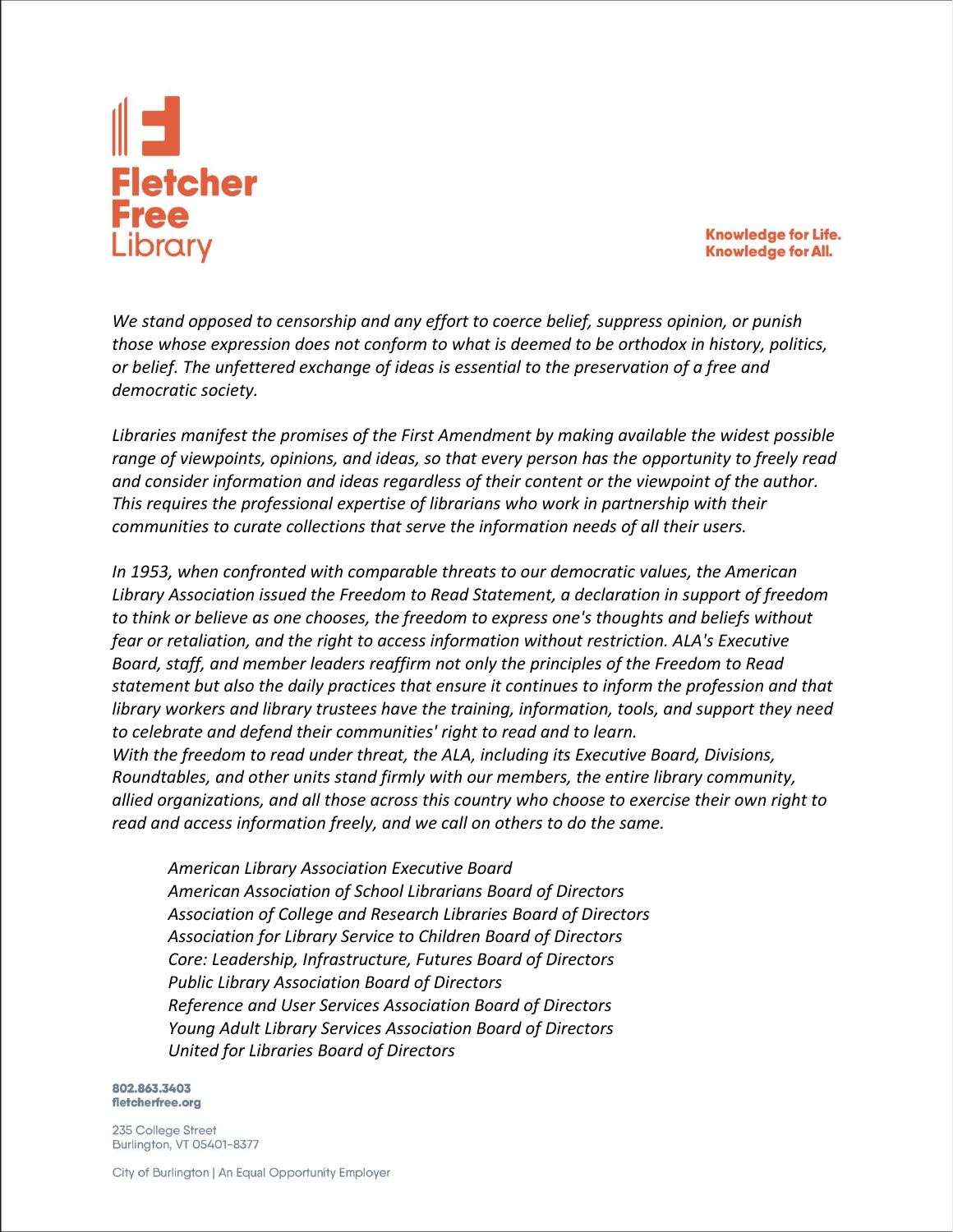**Fletcher Free Library**

**Knowledge for Life.**
**Knowledge for All.**

*We stand opposed to censorship and any effort to coerce belief, suppress opinion, or punish those whose expression does not conform to what is deemed to be orthodox in history, politics, or belief. The unfettered exchange of ideas is essential to the preservation of a free and democratic society.*

*Libraries manifest the promises of the First Amendment by making available the widest possible range of viewpoints, opinions, and ideas, so that every person has the opportunity to freely read and consider information and ideas regardless of their content or the viewpoint of the author. This requires the professional expertise of librarians who work in partnership with their communities to curate collections that serve the information needs of all their users.*

*In 1953, when confronted with comparable threats to our democratic values, the American Library Association issued the Freedom to Read Statement, a declaration in support of freedom to think or believe as one chooses, the freedom to express one's thoughts and beliefs without fear or retaliation, and the right to access information without restriction. ALA's Executive Board, staff, and member leaders reaffirm not only the principles of the Freedom to Read statement but also the daily practices that ensure it continues to inform the profession and that library workers and library trustees have the training, information, tools, and support they need to celebrate and defend their communities' right to read and to learn.*
*With the freedom to read under threat, the ALA, including its Executive Board, Divisions, Roundtables, and other units stand firmly with our members, the entire library community, allied organizations, and all those across this country who choose to exercise their own right to read and access information freely, and we call on others to do the same.*

*American Library Association Executive Board*
*American Association of School Librarians Board of Directors*
*Association of College and Research Libraries Board of Directors*
*Association for Library Service to Children Board of Directors*
*Core: Leadership, Infrastructure, Futures Board of Directors*
*Public Library Association Board of Directors*
*Reference and User Services Association Board of Directors*
*Young Adult Library Services Association Board of Directors*
*United for Libraries Board of Directors*

**802.863.3403**
**fletcherfree.org**

235 College Street
Burlington, VT 05401-8377

City of Burlington | An Equal Opportunity Employer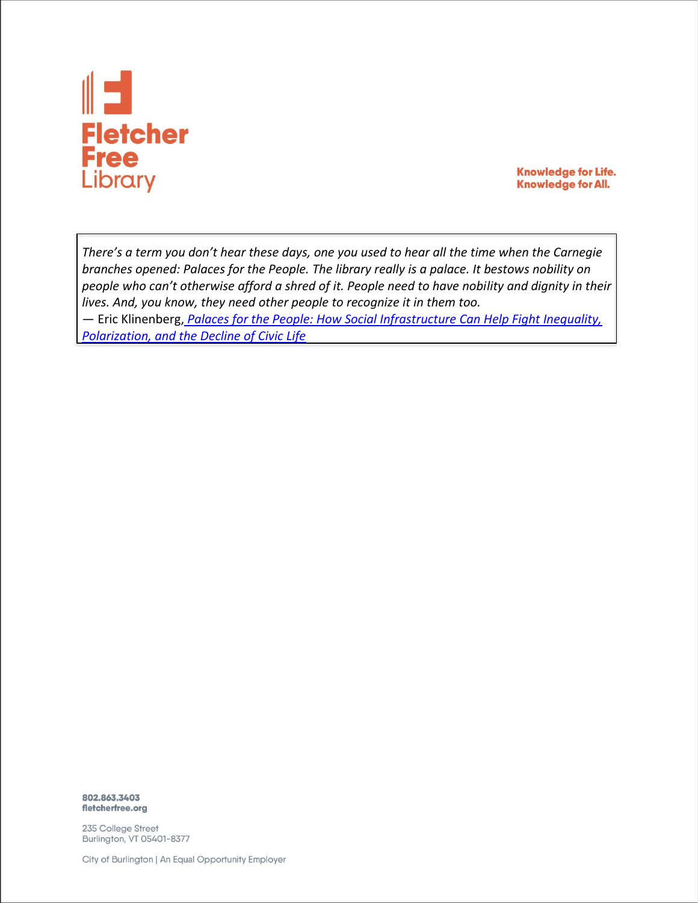**Fletcher Free Library**

**Knowledge for Life.**
**Knowledge for All.**

> *There's a term you don't hear these days, one you used to hear all the time when the Carnegie branches opened: Palaces for the People. The library really is a palace. It bestows nobility on people who can't otherwise afford a shred of it. People need to have nobility and dignity in their lives. And, you know, they need other people to recognize it in them too.*
>
> — Eric Klinenberg, *Palaces for the People: How Social Infrastructure Can Help Fight Inequality, Polarization, and the Decline of Civic Life*

802.863.3403
fletcherfree.org

235 College Street
Burlington, VT 05401-8377

City of Burlington | An Equal Opportunity Employer